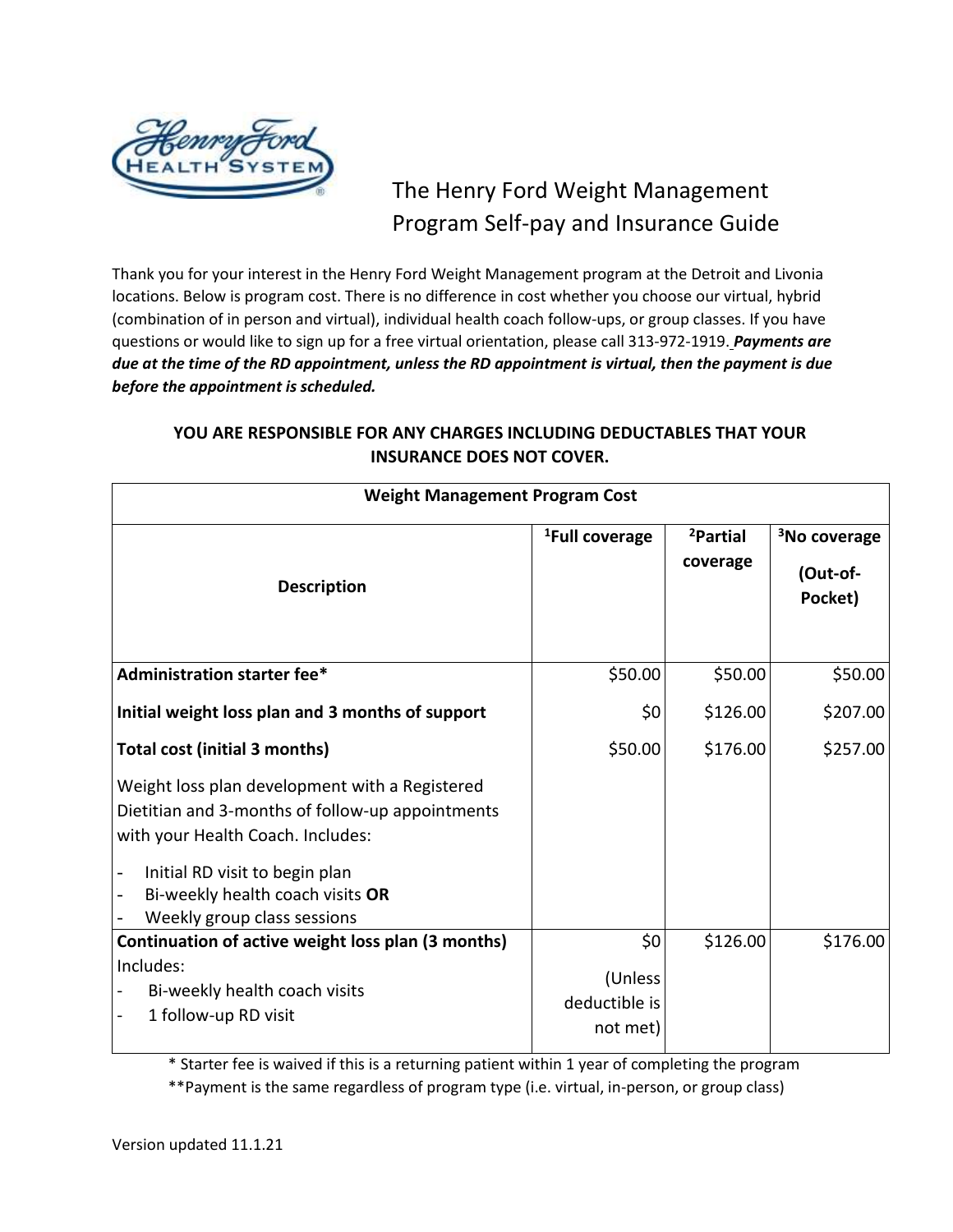# The Henry Ford Weight Management Program Self-pay and Insurance Guide

Thank you for your interest in the Henry Ford Weight Management program at the Detroit and Livonia locations. Below is program cost. There is no difference in cost whether you choose our virtual, hybrid (combination of in person and virtual), individual health coach follow-ups, or group classes. If you have questions or would like to sign up for a free virtual orientation, please call 313-972-1919. ***Payments are due at the time of the RD appointment, unless the RD appointment is virtual, then the payment is due before the appointment is scheduled.***

**YOU ARE RESPONSIBLE FOR ANY CHARGES INCLUDING DEDUCTABLES THAT YOUR INSURANCE DOES NOT COVER.**

| **Weight Management Program Cost** | | | |
|---|---|---|---|
| **Description** | **[1]Full coverage** | **[2]Partial coverage** | **[3]No coverage (Out-of-Pocket)** |
| **Administration starter fee*** | $50.00 | $50.00 | $50.00 |
| **Initial weight loss plan and 3 months of support** | $0 | $126.00 | $207.00 |
| **Total cost (initial 3 months)** | $50.00 | $176.00 | $257.00 |
| Weight loss plan development with a Registered Dietitian and 3-months of follow-up appointments with your Health Coach. Includes:<br>- Initial RD visit to begin plan<br>- Bi-weekly health coach visits **OR**<br>- Weekly group class sessions | | | |
| **Continuation of active weight loss plan (3 months)**<br>Includes:<br>- Bi-weekly health coach visits<br>- 1 follow-up RD visit | $0 (Unless deductible is not met) | $126.00 | $176.00 |

\* Starter fee is waived if this is a returning patient within 1 year of completing the program

\*\*Payment is the same regardless of program type (i.e. virtual, in-person, or group class)

Version updated 11.1.21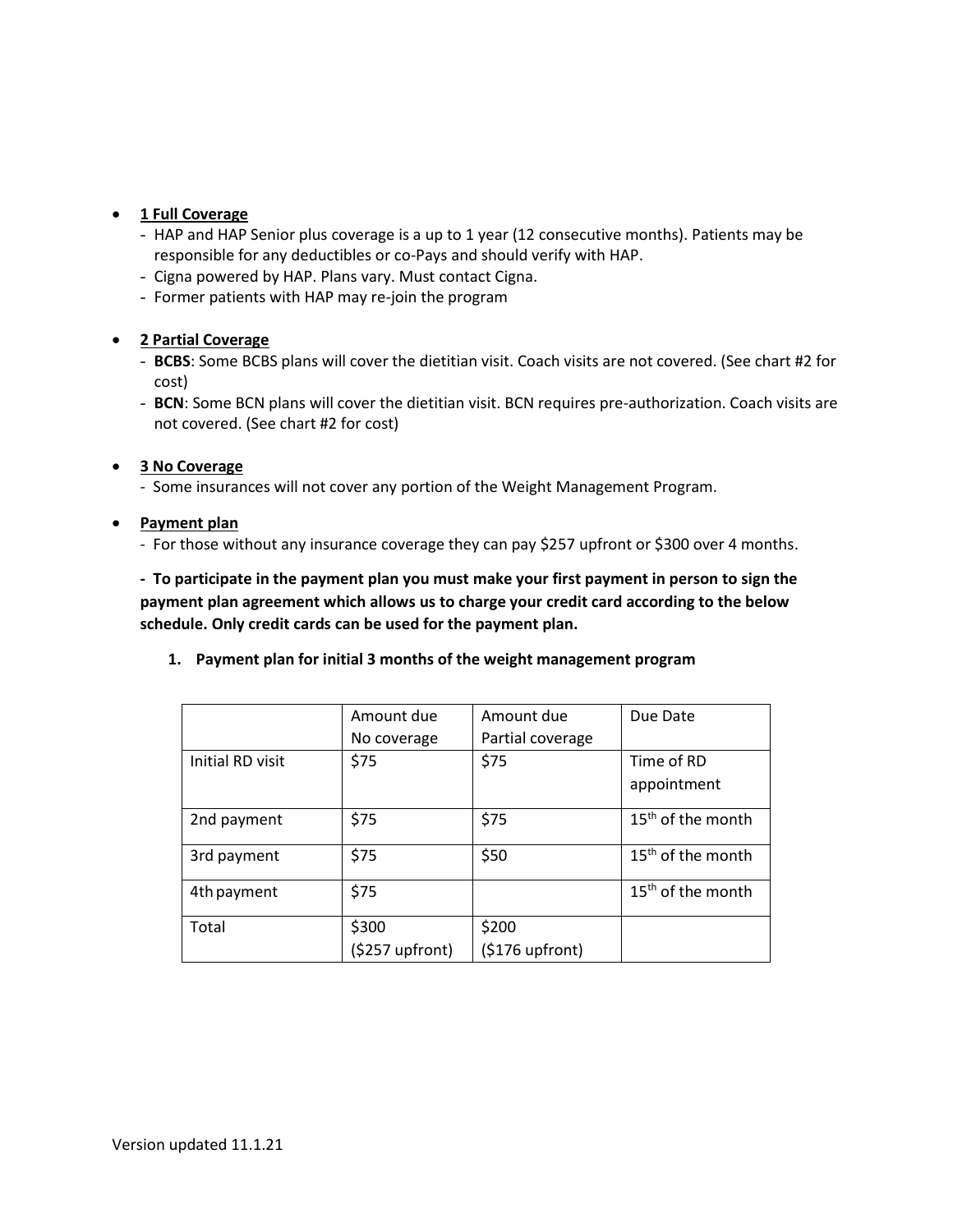- **1 Full Coverage**
  - HAP and HAP Senior plus coverage is a up to 1 year (12 consecutive months). Patients may be responsible for any deductibles or co-Pays and should verify with HAP.
  - Cigna powered by HAP. Plans vary. Must contact Cigna.
  - Former patients with HAP may re-join the program

- **2 Partial Coverage**
  - **BCBS**: Some BCBS plans will cover the dietitian visit. Coach visits are not covered. (See chart #2 for cost)
  - **BCN**: Some BCN plans will cover the dietitian visit. BCN requires pre-authorization. Coach visits are not covered. (See chart #2 for cost)

- **3 No Coverage**
  - Some insurances will not cover any portion of the Weight Management Program.

- **Payment plan**
  - For those without any insurance coverage they can pay $257 upfront or $300 over 4 months.

  **- To participate in the payment plan you must make your first payment in person to sign the payment plan agreement which allows us to charge your credit card according to the below schedule. Only credit cards can be used for the payment plan.**

  1. **Payment plan for initial 3 months of the weight management program**

| | Amount due No coverage | Amount due Partial coverage | Due Date |
|---|---|---|---|
| Initial RD visit | $75 | $75 | Time of RD appointment |
| 2nd payment | $75 | $75 | 15th of the month |
| 3rd payment | $75 | $50 | 15th of the month |
| 4th payment | $75 | | 15th of the month |
| Total | $300 ($257 upfront) | $200 ($176 upfront) | |

Version updated 11.1.21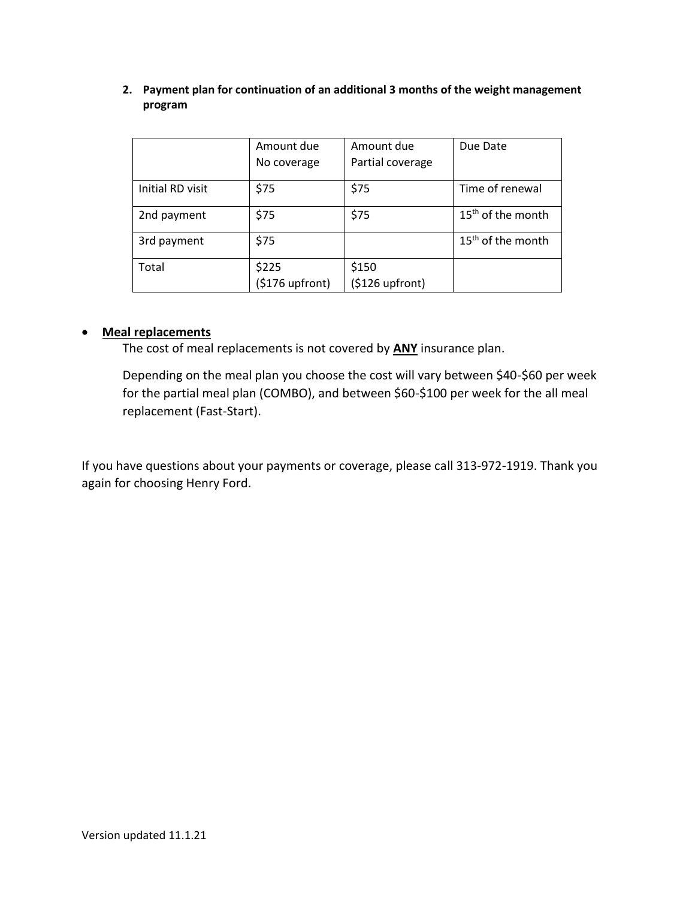**2. Payment plan for continuation of an additional 3 months of the weight management program**

| | Amount due No coverage | Amount due Partial coverage | Due Date |
|---|---|---|---|
| Initial RD visit | $75 | $75 | Time of renewal |
| 2nd payment | $75 | $75 | 15th of the month |
| 3rd payment | $75 | | 15th of the month |
| Total | $225 ($176 upfront) | $150 ($126 upfront) | |

- **Meal replacements**

  The cost of meal replacements is not covered by **ANY** insurance plan.

  Depending on the meal plan you choose the cost will vary between $40-$60 per week for the partial meal plan (COMBO), and between $60-$100 per week for the all meal replacement (Fast-Start).

If you have questions about your payments or coverage, please call 313-972-1919. Thank you again for choosing Henry Ford.

Version updated 11.1.21